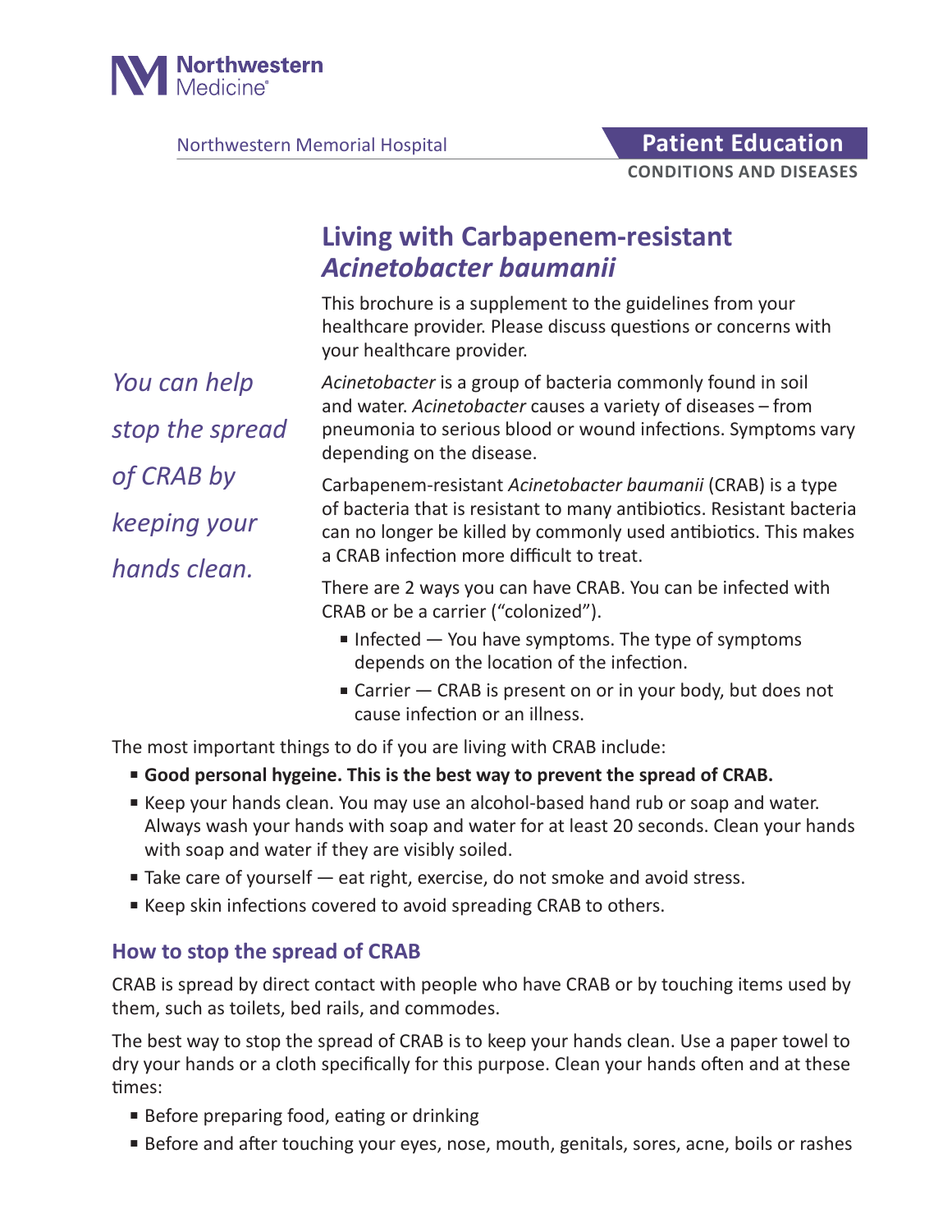Northwestern Medicine

Northwestern Memorial Hospital

**Patient Education**
**CONDITIONS AND DISEASES**

# Living with Carbapenem-resistant *Acinetobacter baumanii*

This brochure is a supplement to the guidelines from your healthcare provider. Please discuss questions or concerns with your healthcare provider.

*You can help stop the spread of CRAB by keeping your hands clean.*

*Acinetobacter* is a group of bacteria commonly found in soil and water. *Acinetobacter* causes a variety of diseases – from pneumonia to serious blood or wound infections. Symptoms vary depending on the disease.

Carbapenem-resistant *Acinetobacter baumanii* (CRAB) is a type of bacteria that is resistant to many antibiotics. Resistant bacteria can no longer be killed by commonly used antibiotics. This makes a CRAB infection more difficult to treat.

There are 2 ways you can have CRAB. You can be infected with CRAB or be a carrier ("colonized").

- Infected — You have symptoms. The type of symptoms depends on the location of the infection.
- Carrier — CRAB is present on or in your body, but does not cause infection or an illness.

The most important things to do if you are living with CRAB include:

- **Good personal hygeine. This is the best way to prevent the spread of CRAB.**
- Keep your hands clean. You may use an alcohol-based hand rub or soap and water. Always wash your hands with soap and water for at least 20 seconds. Clean your hands with soap and water if they are visibly soiled.
- Take care of yourself — eat right, exercise, do not smoke and avoid stress.
- Keep skin infections covered to avoid spreading CRAB to others.

## How to stop the spread of CRAB

CRAB is spread by direct contact with people who have CRAB or by touching items used by them, such as toilets, bed rails, and commodes.

The best way to stop the spread of CRAB is to keep your hands clean. Use a paper towel to dry your hands or a cloth specifically for this purpose. Clean your hands often and at these times:

- Before preparing food, eating or drinking
- Before and after touching your eyes, nose, mouth, genitals, sores, acne, boils or rashes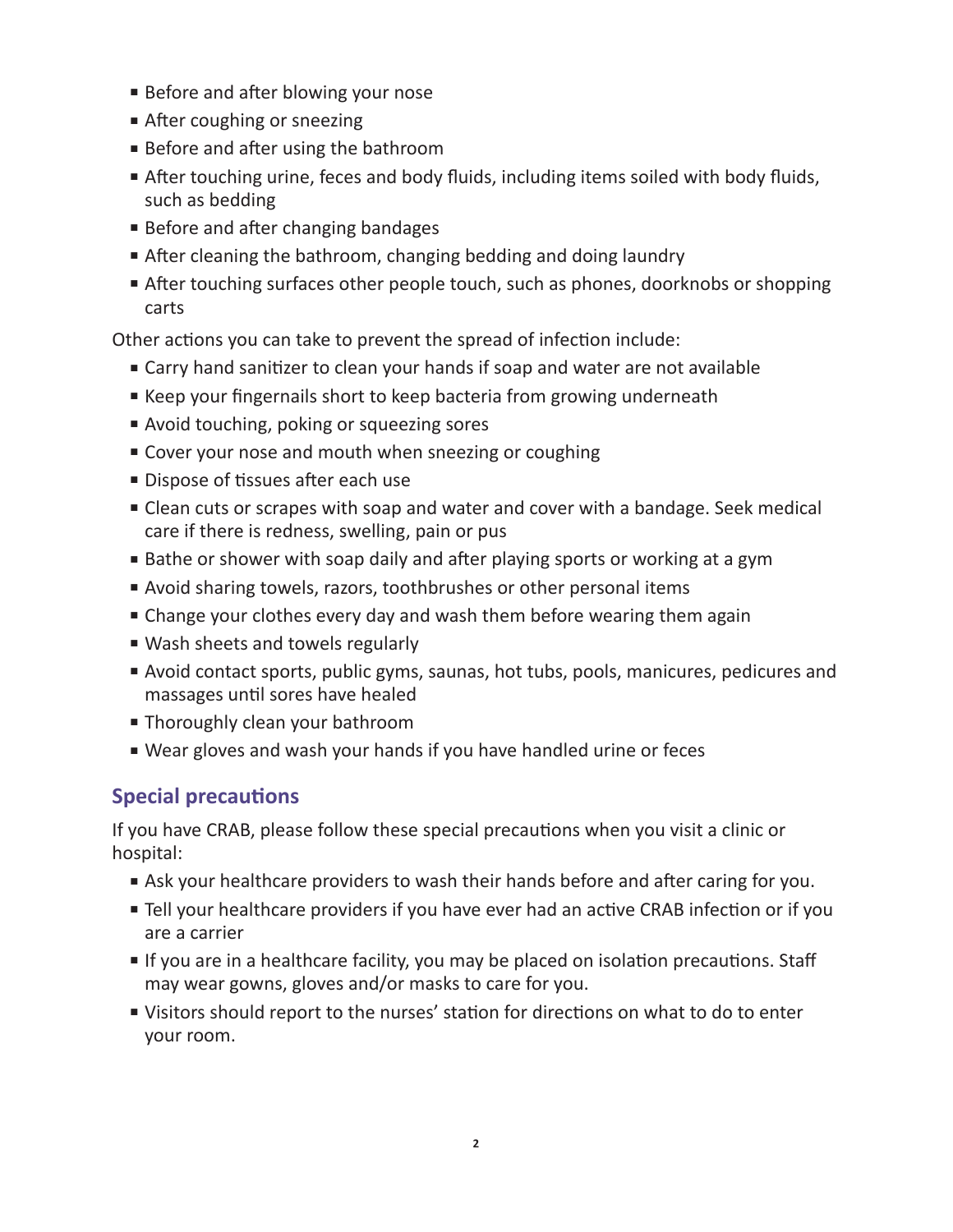- Before and after blowing your nose
- After coughing or sneezing
- Before and after using the bathroom
- After touching urine, feces and body fluids, including items soiled with body fluids, such as bedding
- Before and after changing bandages
- After cleaning the bathroom, changing bedding and doing laundry
- After touching surfaces other people touch, such as phones, doorknobs or shopping carts

Other actions you can take to prevent the spread of infection include:

- Carry hand sanitizer to clean your hands if soap and water are not available
- Keep your fingernails short to keep bacteria from growing underneath
- Avoid touching, poking or squeezing sores
- Cover your nose and mouth when sneezing or coughing
- Dispose of tissues after each use
- Clean cuts or scrapes with soap and water and cover with a bandage. Seek medical care if there is redness, swelling, pain or pus
- Bathe or shower with soap daily and after playing sports or working at a gym
- Avoid sharing towels, razors, toothbrushes or other personal items
- Change your clothes every day and wash them before wearing them again
- Wash sheets and towels regularly
- Avoid contact sports, public gyms, saunas, hot tubs, pools, manicures, pedicures and massages until sores have healed
- Thoroughly clean your bathroom
- Wear gloves and wash your hands if you have handled urine or feces

## Special precautions

If you have CRAB, please follow these special precautions when you visit a clinic or hospital:

- Ask your healthcare providers to wash their hands before and after caring for you.
- Tell your healthcare providers if you have ever had an active CRAB infection or if you are a carrier
- If you are in a healthcare facility, you may be placed on isolation precautions. Staff may wear gowns, gloves and/or masks to care for you.
- Visitors should report to the nurses' station for directions on what to do to enter your room.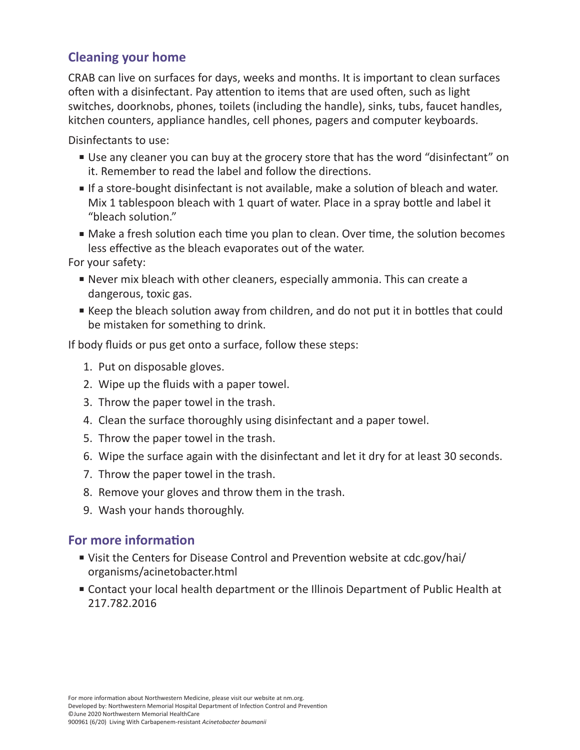## Cleaning your home

CRAB can live on surfaces for days, weeks and months. It is important to clean surfaces often with a disinfectant. Pay attention to items that are used often, such as light switches, doorknobs, phones, toilets (including the handle), sinks, tubs, faucet handles, kitchen counters, appliance handles, cell phones, pagers and computer keyboards.

Disinfectants to use:

- Use any cleaner you can buy at the grocery store that has the word "disinfectant" on it. Remember to read the label and follow the directions.
- If a store-bought disinfectant is not available, make a solution of bleach and water. Mix 1 tablespoon bleach with 1 quart of water. Place in a spray bottle and label it "bleach solution."
- Make a fresh solution each time you plan to clean. Over time, the solution becomes less effective as the bleach evaporates out of the water.

For your safety:

- Never mix bleach with other cleaners, especially ammonia. This can create a dangerous, toxic gas.
- Keep the bleach solution away from children, and do not put it in bottles that could be mistaken for something to drink.

If body fluids or pus get onto a surface, follow these steps:

1. Put on disposable gloves.
2. Wipe up the fluids with a paper towel.
3. Throw the paper towel in the trash.
4. Clean the surface thoroughly using disinfectant and a paper towel.
5. Throw the paper towel in the trash.
6. Wipe the surface again with the disinfectant and let it dry for at least 30 seconds.
7. Throw the paper towel in the trash.
8. Remove your gloves and throw them in the trash.
9. Wash your hands thoroughly.

## For more information

- Visit the Centers for Disease Control and Prevention website at cdc.gov/hai/organisms/acinetobacter.html
- Contact your local health department or the Illinois Department of Public Health at 217.782.2016

For more information about Northwestern Medicine, please visit our website at nm.org.
Developed by: Northwestern Memorial Hospital Department of Infection Control and Prevention
©June 2020 Northwestern Memorial HealthCare
900961 (6/20) Living With Carbapenem-resistant *Acinetobacter baumanii*